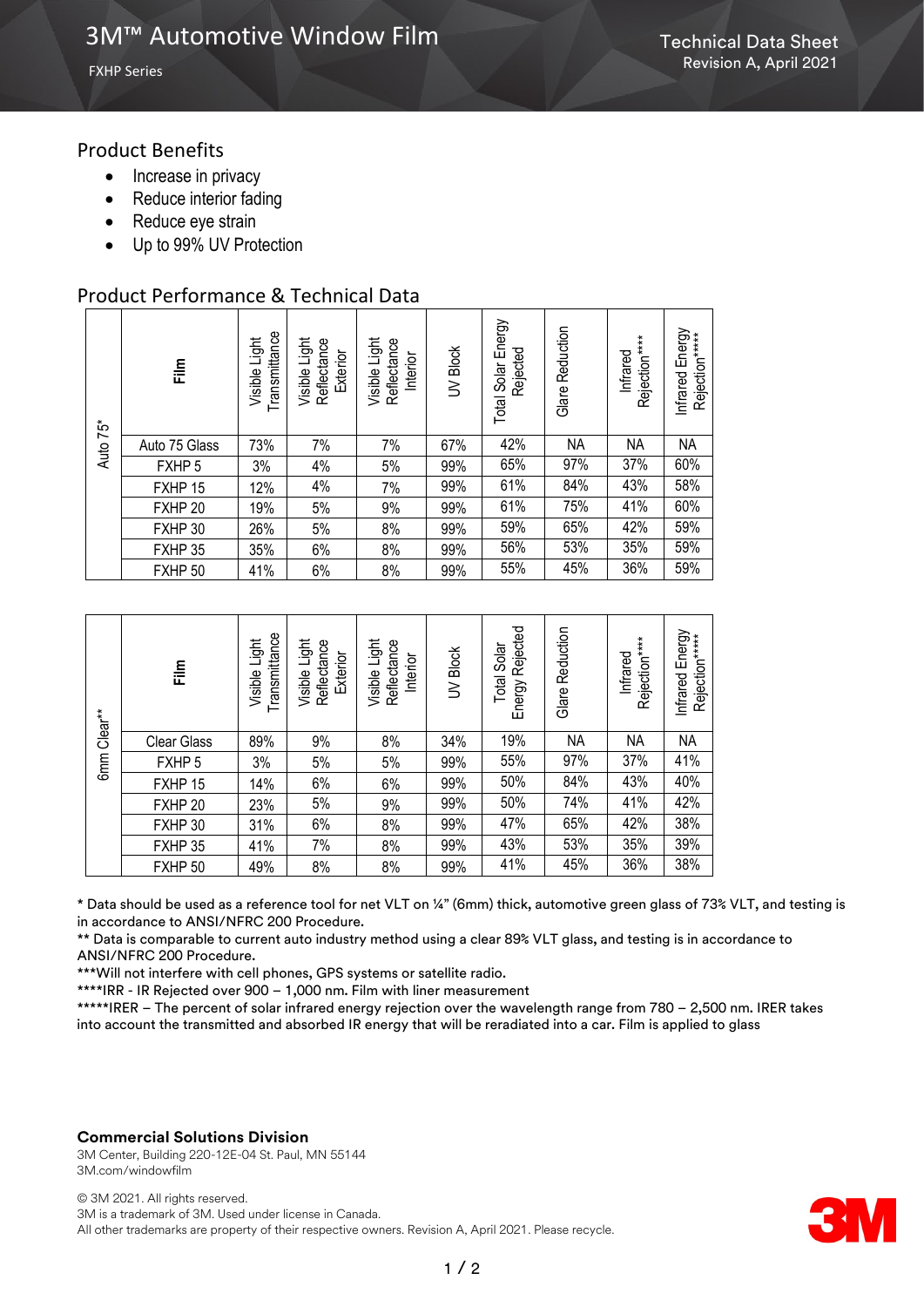# 3M™ Automotive Window Film

FXHP Series

Technical Data Sheet
Revision A, April 2021

## Product Benefits

- Increase in privacy
- Reduce interior fading
- Reduce eye strain
- Up to 99% UV Protection

## Product Performance & Technical Data

| Auto 75* | Film | Visible Light Transmittance | Visible Light Reflectance Exterior | Visible Light Reflectance Interior | UV Block | Total Solar Energy Rejected | Glare Reduction | Infrared Rejection**** | Infrared Energy Rejection***** |
|---|---|---|---|---|---|---|---|---|---|
| | Auto 75 Glass | 73% | 7% | 7% | 67% | 42% | NA | NA | NA |
| | FXHP 5 | 3% | 4% | 5% | 99% | 65% | 97% | 37% | 60% |
| | FXHP 15 | 12% | 4% | 7% | 99% | 61% | 84% | 43% | 58% |
| | FXHP 20 | 19% | 5% | 9% | 99% | 61% | 75% | 41% | 60% |
| | FXHP 30 | 26% | 5% | 8% | 99% | 59% | 65% | 42% | 59% |
| | FXHP 35 | 35% | 6% | 8% | 99% | 56% | 53% | 35% | 59% |
| | FXHP 50 | 41% | 6% | 8% | 99% | 55% | 45% | 36% | 59% |

| 6mm Clear** | Film | Visible Light Transmittance | Visible Light Reflectance Exterior | Visible Light Reflectance Interior | UV Block | Total Solar Energy Rejected | Glare Reduction | Infrared Rejection**** | Infrared Energy Rejection***** |
|---|---|---|---|---|---|---|---|---|---|
| | Clear Glass | 89% | 9% | 8% | 34% | 19% | NA | NA | NA |
| | FXHP 5 | 3% | 5% | 5% | 99% | 55% | 97% | 37% | 41% |
| | FXHP 15 | 14% | 6% | 6% | 99% | 50% | 84% | 43% | 40% |
| | FXHP 20 | 23% | 5% | 9% | 99% | 50% | 74% | 41% | 42% |
| | FXHP 30 | 31% | 6% | 8% | 99% | 47% | 65% | 42% | 38% |
| | FXHP 35 | 41% | 7% | 8% | 99% | 43% | 53% | 35% | 39% |
| | FXHP 50 | 49% | 8% | 8% | 99% | 41% | 45% | 36% | 38% |

\* Data should be used as a reference tool for net VLT on ¼" (6mm) thick, automotive green glass of 73% VLT, and testing is in accordance to ANSI/NFRC 200 Procedure.

** Data is comparable to current auto industry method using a clear 89% VLT glass, and testing is in accordance to ANSI/NFRC 200 Procedure.

***Will not interfere with cell phones, GPS systems or satellite radio.

****IRR - IR Rejected over 900 – 1,000 nm. Film with liner measurement

*****IRER – The percent of solar infrared energy rejection over the wavelength range from 780 – 2,500 nm. IRER takes into account the transmitted and absorbed IR energy that will be reradiated into a car. Film is applied to glass

**Commercial Solutions Division**

3M Center, Building 220-12E-04 St. Paul, MN 55144
3M.com/windowfilm

© 3M 2021. All rights reserved.
3M is a trademark of 3M. Used under license in Canada.
All other trademarks are property of their respective owners. Revision A, April 2021. Please recycle.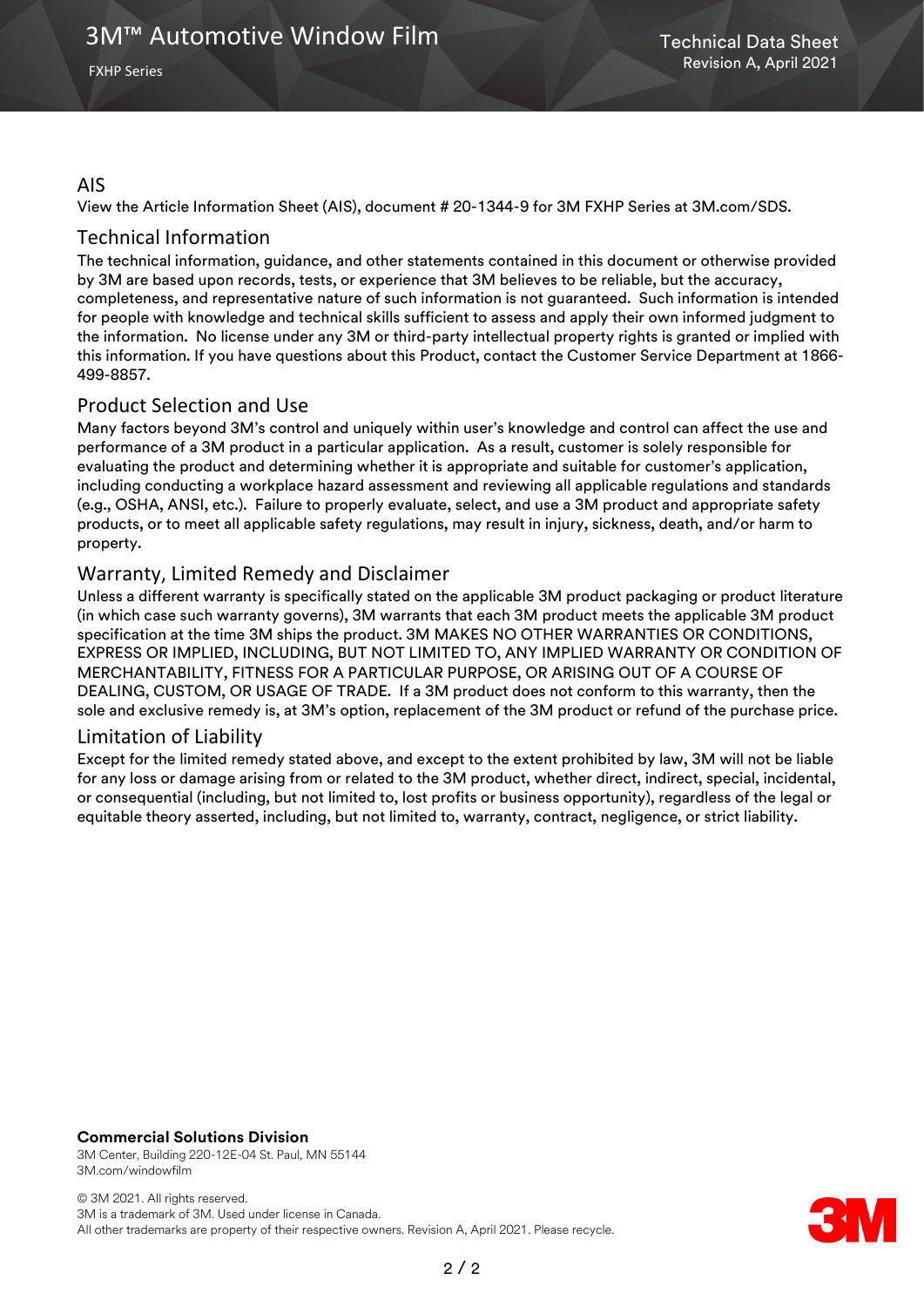## AIS

View the Article Information Sheet (AIS), document # 20-1344-9 for 3M FXHP Series at 3M.com/SDS.

## Technical Information

The technical information, guidance, and other statements contained in this document or otherwise provided by 3M are based upon records, tests, or experience that 3M believes to be reliable, but the accuracy, completeness, and representative nature of such information is not guaranteed. Such information is intended for people with knowledge and technical skills sufficient to assess and apply their own informed judgment to the information. No license under any 3M or third-party intellectual property rights is granted or implied with this information. If you have questions about this Product, contact the Customer Service Department at 1866-499-8857.

## Product Selection and Use

Many factors beyond 3M's control and uniquely within user's knowledge and control can affect the use and performance of a 3M product in a particular application. As a result, customer is solely responsible for evaluating the product and determining whether it is appropriate and suitable for customer's application, including conducting a workplace hazard assessment and reviewing all applicable regulations and standards (e.g., OSHA, ANSI, etc.). Failure to properly evaluate, select, and use a 3M product and appropriate safety products, or to meet all applicable safety regulations, may result in injury, sickness, death, and/or harm to property.

## Warranty, Limited Remedy and Disclaimer

Unless a different warranty is specifically stated on the applicable 3M product packaging or product literature (in which case such warranty governs), 3M warrants that each 3M product meets the applicable 3M product specification at the time 3M ships the product. 3M MAKES NO OTHER WARRANTIES OR CONDITIONS, EXPRESS OR IMPLIED, INCLUDING, BUT NOT LIMITED TO, ANY IMPLIED WARRANTY OR CONDITION OF MERCHANTABILITY, FITNESS FOR A PARTICULAR PURPOSE, OR ARISING OUT OF A COURSE OF DEALING, CUSTOM, OR USAGE OF TRADE. If a 3M product does not conform to this warranty, then the sole and exclusive remedy is, at 3M's option, replacement of the 3M product or refund of the purchase price.

## Limitation of Liability

Except for the limited remedy stated above, and except to the extent prohibited by law, 3M will not be liable for any loss or damage arising from or related to the 3M product, whether direct, indirect, special, incidental, or consequential (including, but not limited to, lost profits or business opportunity), regardless of the legal or equitable theory asserted, including, but not limited to, warranty, contract, negligence, or strict liability.

**Commercial Solutions Division**
3M Center, Building 220-12E-04 St. Paul, MN 55144
3M.com/windowfilm

© 3M 2021. All rights reserved.
3M is a trademark of 3M. Used under license in Canada.
All other trademarks are property of their respective owners. Revision A, April 2021. Please recycle.